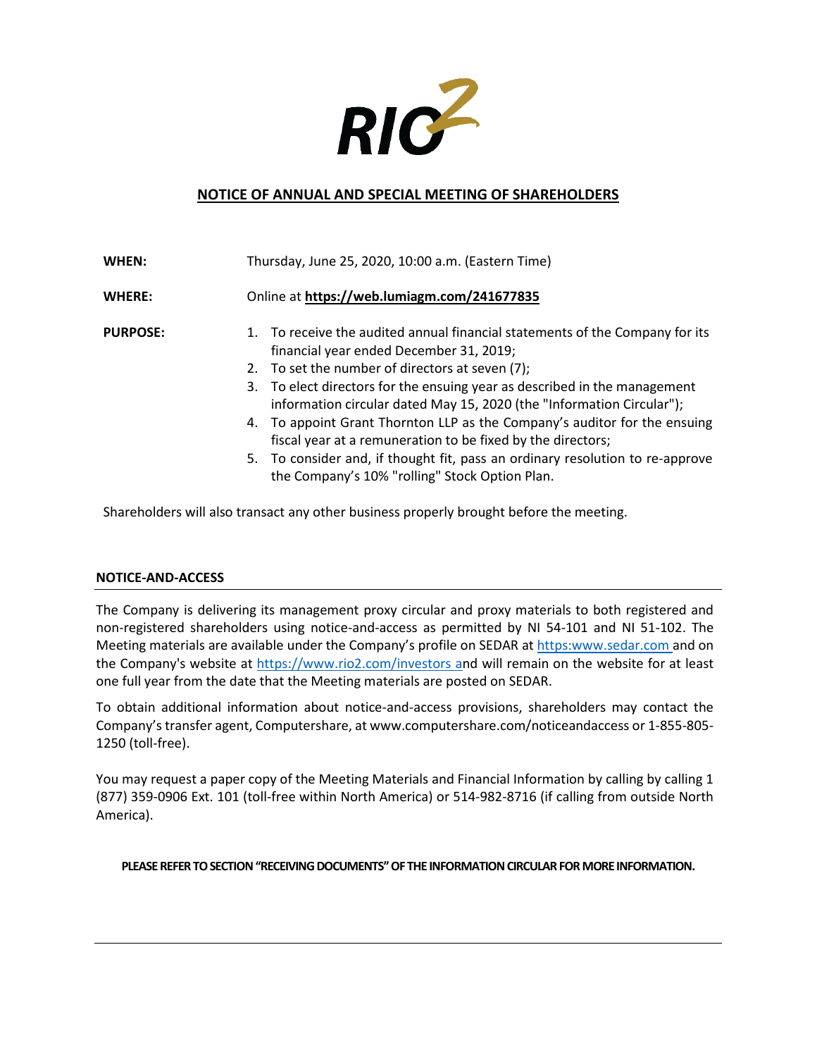RIO2

# NOTICE OF ANNUAL AND SPECIAL MEETING OF SHAREHOLDERS

**WHEN:** Thursday, June 25, 2020, 10:00 a.m. (Eastern Time)

**WHERE:** Online at **https://web.lumiagm.com/241677835**

**PURPOSE:**

1. To receive the audited annual financial statements of the Company for its financial year ended December 31, 2019;
2. To set the number of directors at seven (7);
3. To elect directors for the ensuing year as described in the management information circular dated May 15, 2020 (the "Information Circular");
4. To appoint Grant Thornton LLP as the Company's auditor for the ensuing fiscal year at a remuneration to be fixed by the directors;
5. To consider and, if thought fit, pass an ordinary resolution to re-approve the Company's 10% "rolling" Stock Option Plan.

Shareholders will also transact any other business properly brought before the meeting.

## NOTICE-AND-ACCESS

The Company is delivering its management proxy circular and proxy materials to both registered and non-registered shareholders using notice-and-access as permitted by NI 54-101 and NI 51-102. The Meeting materials are available under the Company's profile on SEDAR at https:www.sedar.com and on the Company's website at https://www.rio2.com/investors and will remain on the website for at least one full year from the date that the Meeting materials are posted on SEDAR.

To obtain additional information about notice-and-access provisions, shareholders may contact the Company's transfer agent, Computershare, at www.computershare.com/noticeandaccess or 1-855-805-1250 (toll-free).

You may request a paper copy of the Meeting Materials and Financial Information by calling by calling 1 (877) 359-0906 Ext. 101 (toll-free within North America) or 514-982-8716 (if calling from outside North America).

**PLEASE REFER TO SECTION "RECEIVING DOCUMENTS" OF THE INFORMATION CIRCULAR FOR MORE INFORMATION.**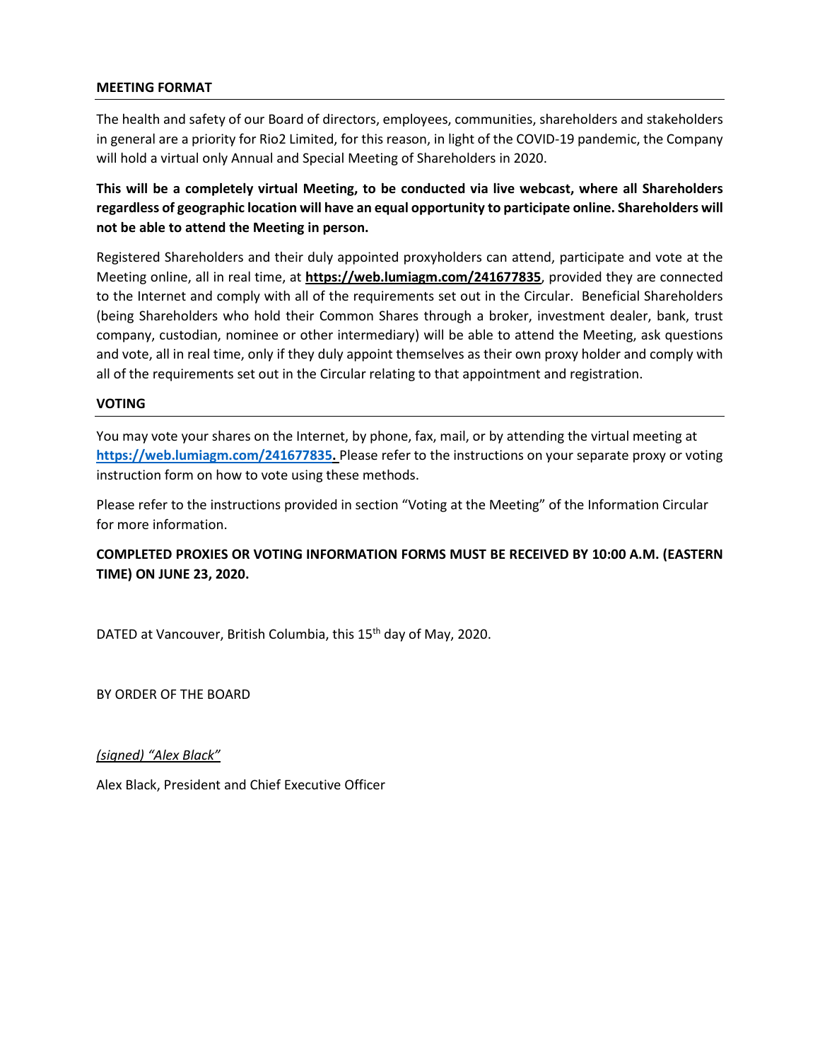## MEETING FORMAT

The health and safety of our Board of directors, employees, communities, shareholders and stakeholders in general are a priority for Rio2 Limited, for this reason, in light of the COVID-19 pandemic, the Company will hold a virtual only Annual and Special Meeting of Shareholders in 2020.

**This will be a completely virtual Meeting, to be conducted via live webcast, where all Shareholders regardless of geographic location will have an equal opportunity to participate online. Shareholders will not be able to attend the Meeting in person.**

Registered Shareholders and their duly appointed proxyholders can attend, participate and vote at the Meeting online, all in real time, at **https://web.lumiagm.com/241677835**, provided they are connected to the Internet and comply with all of the requirements set out in the Circular. Beneficial Shareholders (being Shareholders who hold their Common Shares through a broker, investment dealer, bank, trust company, custodian, nominee or other intermediary) will be able to attend the Meeting, ask questions and vote, all in real time, only if they duly appoint themselves as their own proxy holder and comply with all of the requirements set out in the Circular relating to that appointment and registration.

## VOTING

You may vote your shares on the Internet, by phone, fax, mail, or by attending the virtual meeting at **https://web.lumiagm.com/241677835.** Please refer to the instructions on your separate proxy or voting instruction form on how to vote using these methods.

Please refer to the instructions provided in section "Voting at the Meeting" of the Information Circular for more information.

**COMPLETED PROXIES OR VOTING INFORMATION FORMS MUST BE RECEIVED BY 10:00 A.M. (EASTERN TIME) ON JUNE 23, 2020.**

DATED at Vancouver, British Columbia, this 15th day of May, 2020.

BY ORDER OF THE BOARD

*(signed) "Alex Black"*

Alex Black, President and Chief Executive Officer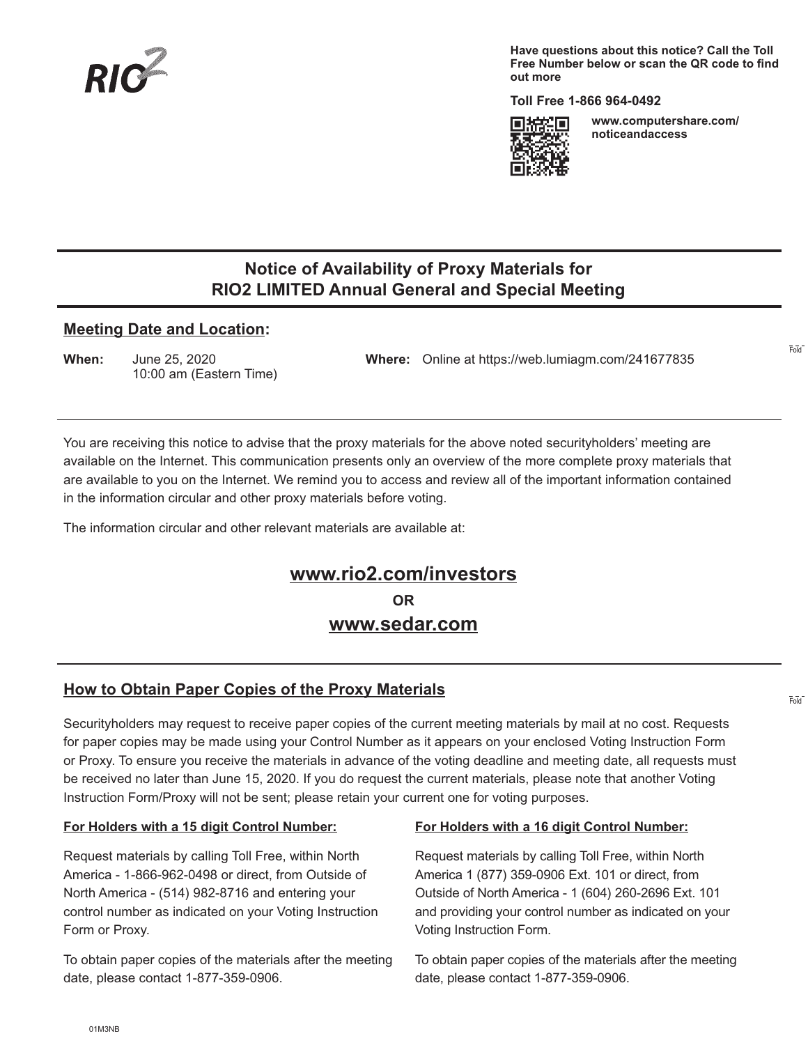RIO2

**Have questions about this notice? Call the Toll Free Number below or scan the QR code to find out more**

**Toll Free 1-866 964-0492**

**www.computershare.com/noticeandaccess**

# Notice of Availability of Proxy Materials for RIO2 LIMITED Annual General and Special Meeting

## Meeting Date and Location:

**When:** June 25, 2020
10:00 am (Eastern Time)

**Where:** Online at https://web.lumiagm.com/241677835

You are receiving this notice to advise that the proxy materials for the above noted securityholders' meeting are available on the Internet. This communication presents only an overview of the more complete proxy materials that are available to you on the Internet. We remind you to access and review all of the important information contained in the information circular and other proxy materials before voting.

The information circular and other relevant materials are available at:

**www.rio2.com/investors**

**OR**

**www.sedar.com**

## How to Obtain Paper Copies of the Proxy Materials

Securityholders may request to receive paper copies of the current meeting materials by mail at no cost. Requests for paper copies may be made using your Control Number as it appears on your enclosed Voting Instruction Form or Proxy. To ensure you receive the materials in advance of the voting deadline and meeting date, all requests must be received no later than June 15, 2020. If you do request the current materials, please note that another Voting Instruction Form/Proxy will not be sent; please retain your current one for voting purposes.

### For Holders with a 15 digit Control Number:

Request materials by calling Toll Free, within North America - 1-866-962-0498 or direct, from Outside of North America - (514) 982-8716 and entering your control number as indicated on your Voting Instruction Form or Proxy.

To obtain paper copies of the materials after the meeting date, please contact 1-877-359-0906.

### For Holders with a 16 digit Control Number:

Request materials by calling Toll Free, within North America 1 (877) 359-0906 Ext. 101 or direct, from Outside of North America - 1 (604) 260-2696 Ext. 101 and providing your control number as indicated on your Voting Instruction Form.

To obtain paper copies of the materials after the meeting date, please contact 1-877-359-0906.

01M3NB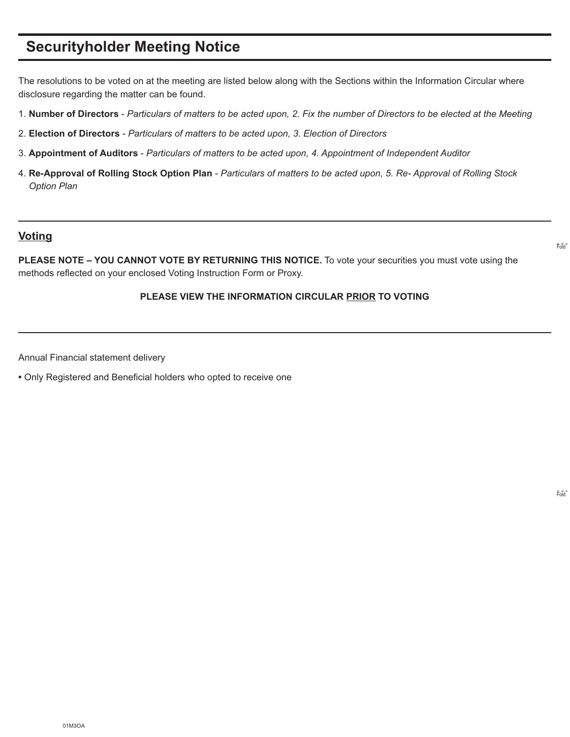## Securityholder Meeting Notice

The resolutions to be voted on at the meeting are listed below along with the Sections within the Information Circular where disclosure regarding the matter can be found.

1. **Number of Directors** - *Particulars of matters to be acted upon, 2. Fix the number of Directors to be elected at the Meeting*
2. **Election of Directors** - *Particulars of matters to be acted upon, 3. Election of Directors*
3. **Appointment of Auditors** - *Particulars of matters to be acted upon, 4. Appointment of Independent Auditor*
4. **Re-Approval of Rolling Stock Option Plan** - *Particulars of matters to be acted upon, 5. Re- Approval of Rolling Stock Option Plan*

### Voting

**PLEASE NOTE – YOU CANNOT VOTE BY RETURNING THIS NOTICE.** To vote your securities you must vote using the methods reflected on your enclosed Voting Instruction Form or Proxy.

**PLEASE VIEW THE INFORMATION CIRCULAR PRIOR TO VOTING**

Annual Financial statement delivery

- Only Registered and Beneficial holders who opted to receive one

01M3OA